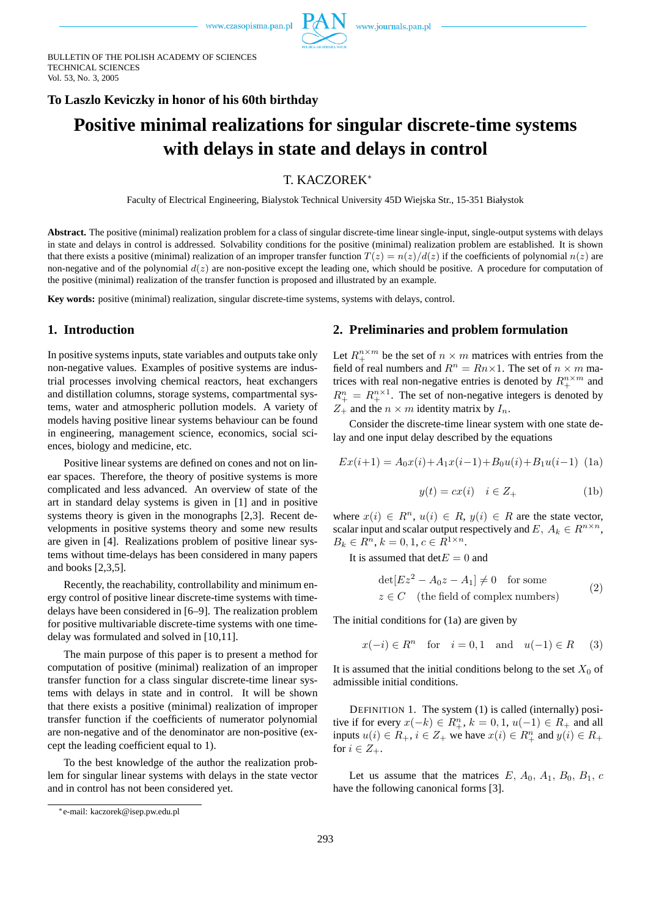BULLETIN OF THE POLISH ACADEMY OF SCIENCES
TECHNICAL SCIENCES
Vol. 53, No. 3, 2005

**To Laszlo Keviczky in honor of his 60th birthday**

# Positive minimal realizations for singular discrete-time systems with delays in state and delays in control

T. KACZOREK*

Faculty of Electrical Engineering, Bialystok Technical University 45D Wiejska Str., 15-351 Białystok

**Abstract.** The positive (minimal) realization problem for a class of singular discrete-time linear single-input, single-output systems with delays in state and delays in control is addressed. Solvability conditions for the positive (minimal) realization problem are established. It is shown that there exists a positive (minimal) realization of an improper transfer function $T(z) = n(z)/d(z)$ if the coefficients of polynomial $n(z)$ are non-negative and of the polynomial $d(z)$ are non-positive except the leading one, which should be positive. A procedure for computation of the positive (minimal) realization of the transfer function is proposed and illustrated by an example.

**Key words:** positive (minimal) realization, singular discrete-time systems, systems with delays, control.

## 1. Introduction

In positive systems inputs, state variables and outputs take only non-negative values. Examples of positive systems are industrial processes involving chemical reactors, heat exchangers and distillation columns, storage systems, compartmental systems, water and atmospheric pollution models. A variety of models having positive linear systems behaviour can be found in engineering, management science, economics, social sciences, biology and medicine, etc.

Positive linear systems are defined on cones and not on linear spaces. Therefore, the theory of positive systems is more complicated and less advanced. An overview of state of the art in standard delay systems is given in [1] and in positive systems theory is given in the monographs [2,3]. Recent developments in positive systems theory and some new results are given in [4]. Realizations problem of positive linear systems without time-delays has been considered in many papers and books [2,3,5].

Recently, the reachability, controllability and minimum energy control of positive linear discrete-time systems with time-delays have been considered in [6–9]. The realization problem for positive multivariable discrete-time systems with one time-delay was formulated and solved in [10,11].

The main purpose of this paper is to present a method for computation of positive (minimal) realization of an improper transfer function for a class singular discrete-time linear systems with delays in state and in control. It will be shown that there exists a positive (minimal) realization of improper transfer function if the coefficients of numerator polynomial are non-negative and of the denominator are non-positive (except the leading coefficient equal to 1).

To the best knowledge of the author the realization problem for singular linear systems with delays in the state vector and in control has not been considered yet.

## 2. Preliminaries and problem formulation

Let $R_+^{n\times m}$ be the set of $n \times m$ matrices with entries from the field of real numbers and $R^n = Rn{\times}1$. The set of $n \times m$ matrices with real non-negative entries is denoted by $R_+^{n\times m}$ and $R_+^n = R_+^{n\times 1}$. The set of non-negative integers is denoted by $Z_+$ and the $n \times m$ identity matrix by $I_n$.

Consider the discrete-time linear system with one state delay and one input delay described by the equations

$$Ex(i+1) = A_0x(i)+A_1x(i-1)+B_0u(i)+B_1u(i-1) \quad \text{(1a)}$$

$$y(t) = cx(i) \quad i \in Z_+ \quad \text{(1b)}$$

where $x(i) \in R^n$, $u(i) \in R$, $y(i) \in R$ are the state vector, scalar input and scalar output respectively and $E$, $A_k \in R^{n\times n}$, $B_k \in R^n$, $k = 0, 1$, $c \in R^{1\times n}$.

It is assumed that $\det E = 0$ and

$$\det[Ez^2 - A_0z - A_1] \neq 0 \quad \text{for some} \quad z \in C \quad \text{(the field of complex numbers)} \quad (2)$$

The initial conditions for (1a) are given by

$$x(-i) \in R^n \quad \text{for} \quad i = 0, 1 \quad \text{and} \quad u(-1) \in R \quad (3)$$

It is assumed that the initial conditions belong to the set $X_0$ of admissible initial conditions.

DEFINITION 1. The system (1) is called (internally) positive if for every $x(-k) \in R_+^n$, $k = 0, 1$, $u(-1) \in R_+$ and all inputs $u(i) \in R_+$, $i \in Z_+$ we have $x(i) \in R_+^n$ and $y(i) \in R_+$ for $i \in Z_+$.

Let us assume that the matrices $E$, $A_0$, $A_1$, $B_0$, $B_1$, $c$ have the following canonical forms [3].

*e-mail: kaczorek@isep.pw.edu.pl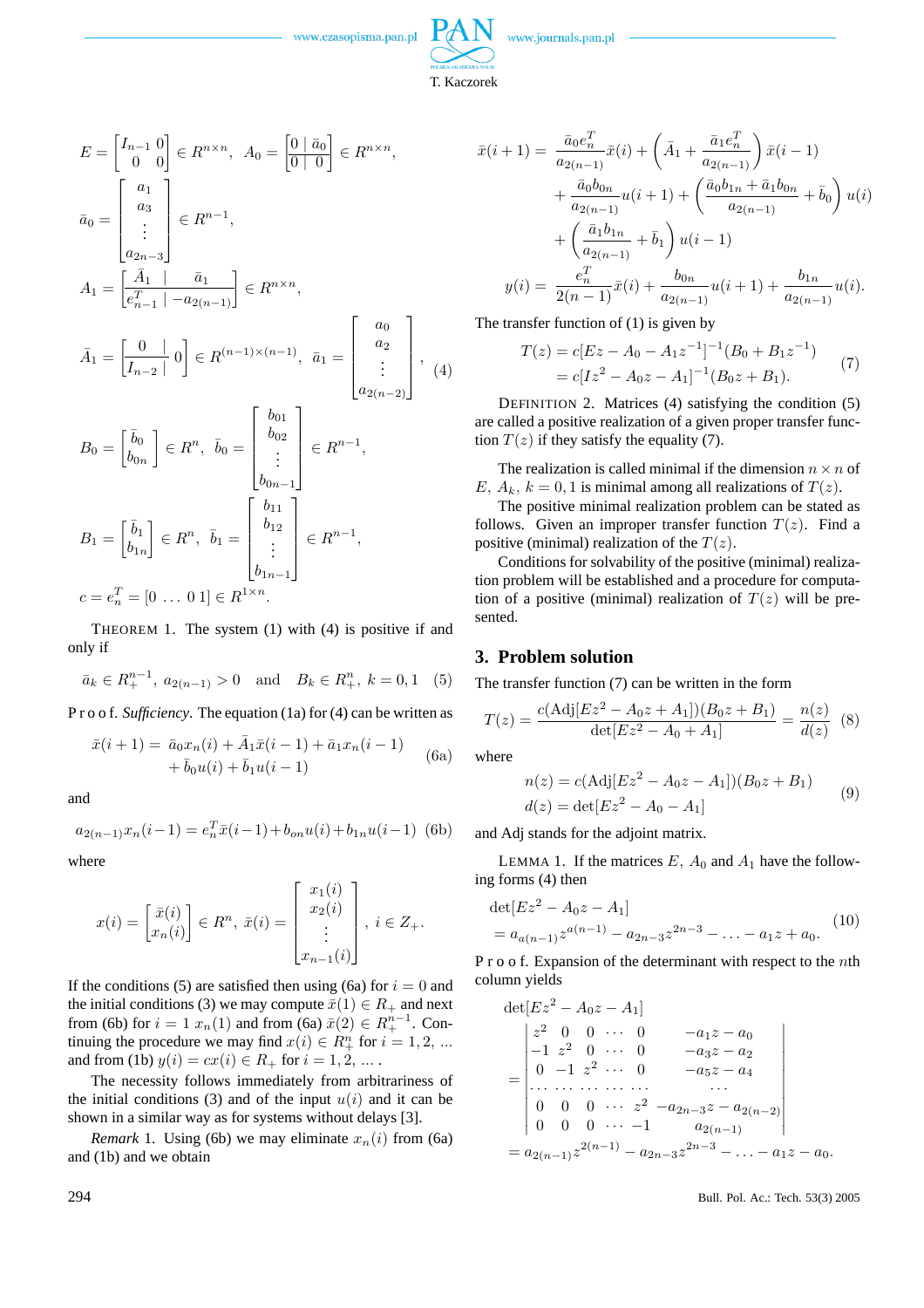$$
E = \begin{bmatrix} I_{n-1} & 0 \\ 0 & 0 \end{bmatrix} \in R^{n\times n}, \quad A_0 = \left[\begin{array}{c|c} 0 & \bar{a}_0 \\ \hline 0 & 0 \end{array}\right] \in R^{n\times n},
$$

$$
\bar{a}_0 = \begin{bmatrix} a_1 \\ a_3 \\ \vdots \\ a_{2n-3} \end{bmatrix} \in R^{n-1},
$$

$$
A_1 = \left[\begin{array}{c|c} \bar{A}_1 & \bar{a}_1 \\ \hline e_{n-1}^T & -a_{2(n-1)} \end{array}\right] \in R^{n\times n},
$$

$$
\bar{A}_1 = \left[\begin{array}{c|c} 0 & \\ \hline I_{n-2} & \end{array} \; 0\right] \in R^{(n-1)\times(n-1)}, \quad \bar{a}_1 = \begin{bmatrix} a_0 \\ a_2 \\ \vdots \\ a_{2(n-2)} \end{bmatrix}, \tag{4}
$$

$$
B_0 = \begin{bmatrix} \bar{b}_0 \\ b_{0n} \end{bmatrix} \in R^n, \quad \bar{b}_0 = \begin{bmatrix} b_{01} \\ b_{02} \\ \vdots \\ b_{0n-1} \end{bmatrix} \in R^{n-1},
$$

$$
B_1 = \begin{bmatrix} \bar{b}_1 \\ b_{1n} \end{bmatrix} \in R^n, \quad \bar{b}_1 = \begin{bmatrix} b_{11} \\ b_{12} \\ \vdots \\ b_{1n-1} \end{bmatrix} \in R^{n-1},
$$

$$
c = e_n^T = [0 \; \dots \; 0 \; 1] \in R^{1\times n}.
$$

THEOREM 1. The system (1) with (4) is positive if and only if

$$
\bar{a}_k \in R_+^{n-1}, \; a_{2(n-1)} > 0 \quad \text{and} \quad B_k \in R_+^n, \; k = 0, 1 \tag{5}
$$

P r o o f. *Sufficiency*. The equation (1a) for (4) can be written as

$$
\begin{aligned} \bar{x}(i+1) = {} & \bar{a}_0 x_n(i) + \bar{A}_1 \bar{x}(i-1) + \bar{a}_1 x_n(i-1) \\ & + \bar{b}_0 u(i) + \bar{b}_1 u(i-1) \end{aligned} \tag{6a}
$$

and

$$
a_{2(n-1)} x_n(i-1) = e_n^T \bar{x}(i-1) + b_{0n} u(i) + b_{1n} u(i-1) \tag{6b}
$$

where

$$
x(i) = \begin{bmatrix} \bar{x}(i) \\ x_n(i) \end{bmatrix} \in R^n, \; \bar{x}(i) = \begin{bmatrix} x_1(i) \\ x_2(i) \\ \vdots \\ x_{n-1}(i) \end{bmatrix}, \; i \in Z_+.
$$

If the conditions (5) are satisfied then using (6a) for $i = 0$ and the initial conditions (3) we may compute $\bar{x}(1) \in R_+$ and next from (6b) for $i = 1$ $x_n(1)$ and from (6a) $\bar{x}(2) \in R_+^{n-1}$. Continuing the procedure we may find $x(i) \in R_+^n$ for $i = 1, 2, \dots$ and from (1b) $y(i) = cx(i) \in R_+$ for $i = 1, 2, \dots$ .

The necessity follows immediately from arbitrariness of the initial conditions (3) and of the input $u(i)$ and it can be shown in a similar way as for systems without delays [3].

*Remark* 1. Using (6b) we may eliminate $x_n(i)$ from (6a) and (1b) and we obtain

$$
\begin{aligned} \bar{x}(i+1) = {} & \frac{\bar{a}_0 e_n^T}{a_{2(n-1)}} \bar{x}(i) + \left( \bar{A}_1 + \frac{\bar{a}_1 e_n^T}{a_{2(n-1)}} \right) \bar{x}(i-1) \\ & + \frac{\bar{a}_0 b_{0n}}{a_{2(n-1)}} u(i+1) + \left( \frac{\bar{a}_0 b_{1n} + \bar{a}_1 b_{0n}}{a_{2(n-1)}} + \bar{b}_0 \right) u(i) \\ & + \left( \frac{\bar{a}_1 b_{1n}}{a_{2(n-1)}} + \bar{b}_1 \right) u(i-1) \\ y(i) = {} & \frac{e_n^T}{2(n-1)} \bar{x}(i) + \frac{b_{0n}}{a_{2(n-1)}} u(i+1) + \frac{b_{1n}}{a_{2(n-1)}} u(i). \end{aligned}
$$

The transfer function of (1) is given by

$$
\begin{aligned} T(z) & = c[Ez - A_0 - A_1 z^{-1}]^{-1}(B_0 + B_1 z^{-1}) \\ & = c[Iz^2 - A_0 z - A_1]^{-1}(B_0 z + B_1). \end{aligned} \tag{7}
$$

DEFINITION 2. Matrices (4) satisfying the condition (5) are called a positive realization of a given proper transfer function $T(z)$ if they satisfy the equality (7).

The realization is called minimal if the dimension $n \times n$ of $E$, $A_k$, $k = 0, 1$ is minimal among all realizations of $T(z)$.

The positive minimal realization problem can be stated as follows. Given an improper transfer function $T(z)$. Find a positive (minimal) realization of the $T(z)$.

Conditions for solvability of the positive (minimal) realization problem will be established and a procedure for computation of a positive (minimal) realization of $T(z)$ will be presented.

## 3. Problem solution

The transfer function (7) can be written in the form

$$
T(z) = \frac{c(\mathrm{Adj}[Ez^2 - A_0 z + A_1])(B_0 z + B_1)}{\det[Ez^2 - A_0 + A_1]} = \frac{n(z)}{d(z)} \tag{8}
$$

where

$$
\begin{aligned} n(z) & = c(\mathrm{Adj}[Ez^2 - A_0 z - A_1])(B_0 z + B_1) \\ d(z) & = \det[Ez^2 - A_0 - A_1] \end{aligned} \tag{9}
$$

and Adj stands for the adjoint matrix.

LEMMA 1. If the matrices $E$, $A_0$ and $A_1$ have the following forms (4) then

$$
\begin{aligned} & \det[Ez^2 - A_0 z - A_1] \\ & = a_{a(n-1)} z^{a(n-1)} - a_{2n-3} z^{2n-3} - \ldots - a_1 z + a_0. \end{aligned} \tag{10}
$$

P r o o f. Expansion of the determinant with respect to the $n$th column yields

$$
\begin{aligned} & \det[Ez^2 - A_0 z - A_1] \\ & = \begin{vmatrix} z^2 & 0 & 0 & \cdots & 0 & -a_1 z - a_0 \\ -1 & z^2 & 0 & \cdots & 0 & -a_3 z - a_2 \\ 0 & -1 & z^2 & \cdots & 0 & -a_5 z - a_4 \\ \cdots & \cdots & \cdots & \cdots & \cdots & \cdots \\ 0 & 0 & 0 & \cdots & z^2 & -a_{2n-3} z - a_{2(n-2)} \\ 0 & 0 & 0 & \cdots & -1 & a_{2(n-1)} \end{vmatrix} \\ & = a_{2(n-1)} z^{2(n-1)} - a_{2n-3} z^{2n-3} - \ldots - a_1 z - a_0. \end{aligned}
$$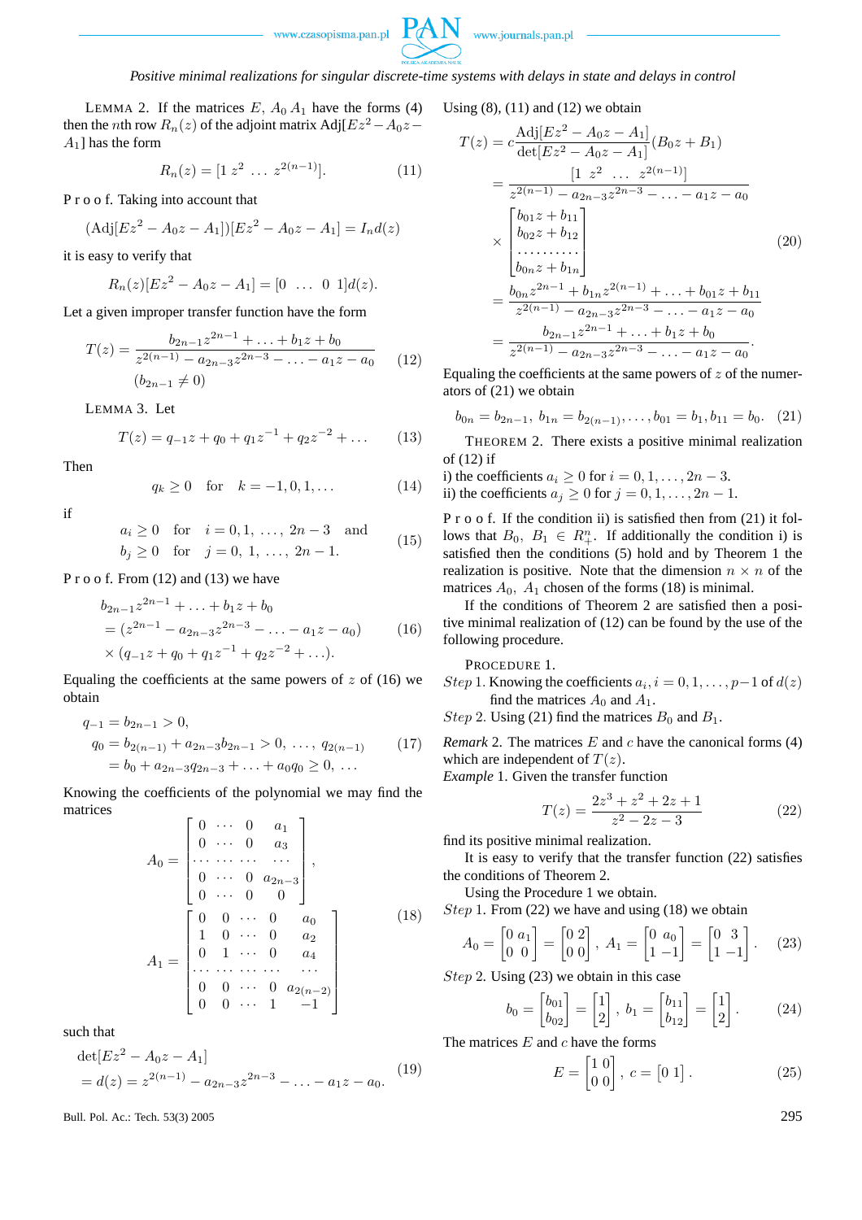LEMMA 2. If the matrices $E$, $A_0$ $A_1$ have the forms (4) then the $n$th row $R_n(z)$ of the adjoint matrix $\text{Adj}[Ez^2 - A_0 z - A_1]$ has the form

$$R_n(z) = [1 \ z^2 \ \dots \ z^{2(n-1)}]. \tag{11}$$

P r o o f. Taking into account that

$$(\text{Adj}[Ez^2 - A_0 z - A_1])[Ez^2 - A_0 z - A_1] = I_n d(z)$$

it is easy to verify that

$$R_n(z)[Ez^2 - A_0 z - A_1] = [0 \ \dots \ 0 \ 1] d(z).$$

Let a given improper transfer function have the form

$$T(z) = \frac{b_{2n-1} z^{2n-1} + \dots + b_1 z + b_0}{z^{2(n-1)} - a_{2n-3} z^{2n-3} - \dots - a_1 z - a_0} \quad (b_{2n-1} \neq 0) \tag{12}$$

LEMMA 3. Let

$$T(z) = q_{-1} z + q_0 + q_1 z^{-1} + q_2 z^{-2} + \dots \tag{13}$$

Then

$$q_k \geq 0 \quad \text{for} \quad k = -1, 0, 1, \dots \tag{14}$$

if

$$\begin{aligned} a_i \geq 0 \quad & \text{for} \quad i = 0, 1, \dots, 2n-3 \quad \text{and} \\ b_j \geq 0 \quad & \text{for} \quad j = 0, 1, \dots, 2n-1. \end{aligned} \tag{15}$$

P r o o f. From (12) and (13) we have

$$\begin{aligned} & b_{2n-1} z^{2n-1} + \dots + b_1 z + b_0 \\ & = (z^{2n-1} - a_{2n-3} z^{2n-3} - \dots - a_1 z - a_0) \\ & \times (q_{-1} z + q_0 + q_1 z^{-1} + q_2 z^{-2} + \dots). \end{aligned} \tag{16}$$

Equaling the coefficients at the same powers of $z$ of (16) we obtain

$$\begin{aligned} & q_{-1} = b_{2n-1} > 0, \\ & q_0 = b_{2(n-1)} + a_{2n-3} b_{2n-1} > 0, \ \dots, \ q_{2(n-1)} \\ & \quad = b_0 + a_{2n-3} q_{2n-3} + \dots + a_0 q_0 \geq 0, \ \dots \end{aligned} \tag{17}$$

Knowing the coefficients of the polynomial we may find the matrices

$$A_0 = \begin{bmatrix} 0 & \cdots & 0 & a_1 \\ 0 & \cdots & 0 & a_3 \\ \cdots & \cdots & \cdots & \cdots \\ 0 & \cdots & 0 & a_{2n-3} \\ 0 & \cdots & 0 & 0 \end{bmatrix},$$

$$A_1 = \begin{bmatrix} 0 & 0 & \cdots & 0 & a_0 \\ 1 & 0 & \cdots & 0 & a_2 \\ 0 & 1 & \cdots & 0 & a_4 \\ \cdots & \cdots & \cdots & \cdots & \cdots \\ 0 & 0 & \cdots & 0 & a_{2(n-2)} \\ 0 & 0 & \cdots & 1 & -1 \end{bmatrix} \tag{18}$$

such that

$$\begin{aligned} & \det[Ez^2 - A_0 z - A_1] \\ & = d(z) = z^{2(n-1)} - a_{2n-3} z^{2n-3} - \dots - a_1 z - a_0. \end{aligned} \tag{19}$$

Using (8), (11) and (12) we obtain

$$\begin{aligned} T(z) & = c \frac{\text{Adj}[Ez^2 - A_0 z - A_1]}{\det[Ez^2 - A_0 z - A_1]} (B_0 z + B_1) \\ & = \frac{[1 \ z^2 \ \dots \ z^{2(n-1)}]}{z^{2(n-1)} - a_{2n-3} z^{2n-3} - \dots - a_1 z - a_0} \\ & \times \begin{bmatrix} b_{01} z + b_{11} \\ b_{02} z + b_{12} \\ \dots\dots\dots \\ b_{0n} z + b_{1n} \end{bmatrix} \\ & = \frac{b_{0n} z^{2n-1} + b_{1n} z^{2(n-1)} + \dots + b_{01} z + b_{11}}{z^{2(n-1)} - a_{2n-3} z^{2n-3} - \dots - a_1 z - a_0} \\ & = \frac{b_{2n-1} z^{2n-1} + \dots + b_1 z + b_0}{z^{2(n-1)} - a_{2n-3} z^{2n-3} - \dots - a_1 z - a_0}. \end{aligned} \tag{20}$$

Equaling the coefficients at the same powers of $z$ of the numerators of (21) we obtain

$$b_{0n} = b_{2n-1}, \ b_{1n} = b_{2(n-1)}, \dots, b_{01} = b_1, b_{11} = b_0. \tag{21}$$

THEOREM 2. There exists a positive minimal realization of (12) if
i) the coefficients $a_i \geq 0$ for $i = 0, 1, \dots, 2n-3$.
ii) the coefficients $a_j \geq 0$ for $j = 0, 1, \dots, 2n-1$.

P r o o f. If the condition ii) is satisfied then from (21) it follows that $B_0$, $B_1 \in R_+^n$. If additionally the condition i) is satisfied then the conditions (5) hold and by Theorem 1 the realization is positive. Note that the dimension $n \times n$ of the matrices $A_0$, $A_1$ chosen of the forms (18) is minimal.

If the conditions of Theorem 2 are satisfied then a positive minimal realization of (12) can be found by the use of the following procedure.

PROCEDURE 1.
*Step* 1. Knowing the coefficients $a_i, i = 0, 1, \dots, p-1$ of $d(z)$ find the matrices $A_0$ and $A_1$.
*Step* 2. Using (21) find the matrices $B_0$ and $B_1$.

*Remark* 2. The matrices $E$ and $c$ have the canonical forms (4) which are independent of $T(z)$.

*Example* 1. Given the transfer function

$$T(z) = \frac{2z^3 + z^2 + 2z + 1}{z^2 - 2z - 3} \tag{22}$$

find its positive minimal realization.

It is easy to verify that the transfer function (22) satisfies the conditions of Theorem 2.

Using the Procedure 1 we obtain.
*Step* 1. From (22) we have and using (18) we obtain

$$A_0 = \begin{bmatrix} 0 & a_1 \\ 0 & 0 \end{bmatrix} = \begin{bmatrix} 0 & 2 \\ 0 & 0 \end{bmatrix}, \ A_1 = \begin{bmatrix} 0 & a_0 \\ 1 & -1 \end{bmatrix} = \begin{bmatrix} 0 & 3 \\ 1 & -1 \end{bmatrix}. \tag{23}$$

*Step* 2. Using (23) we obtain in this case

$$b_0 = \begin{bmatrix} b_{01} \\ b_{02} \end{bmatrix} = \begin{bmatrix} 1 \\ 2 \end{bmatrix}, \ b_1 = \begin{bmatrix} b_{11} \\ b_{12} \end{bmatrix} = \begin{bmatrix} 1 \\ 2 \end{bmatrix}. \tag{24}$$

The matrices $E$ and $c$ have the forms

$$E = \begin{bmatrix} 1 & 0 \\ 0 & 0 \end{bmatrix}, \ c = \begin{bmatrix} 0 & 1 \end{bmatrix}. \tag{25}$$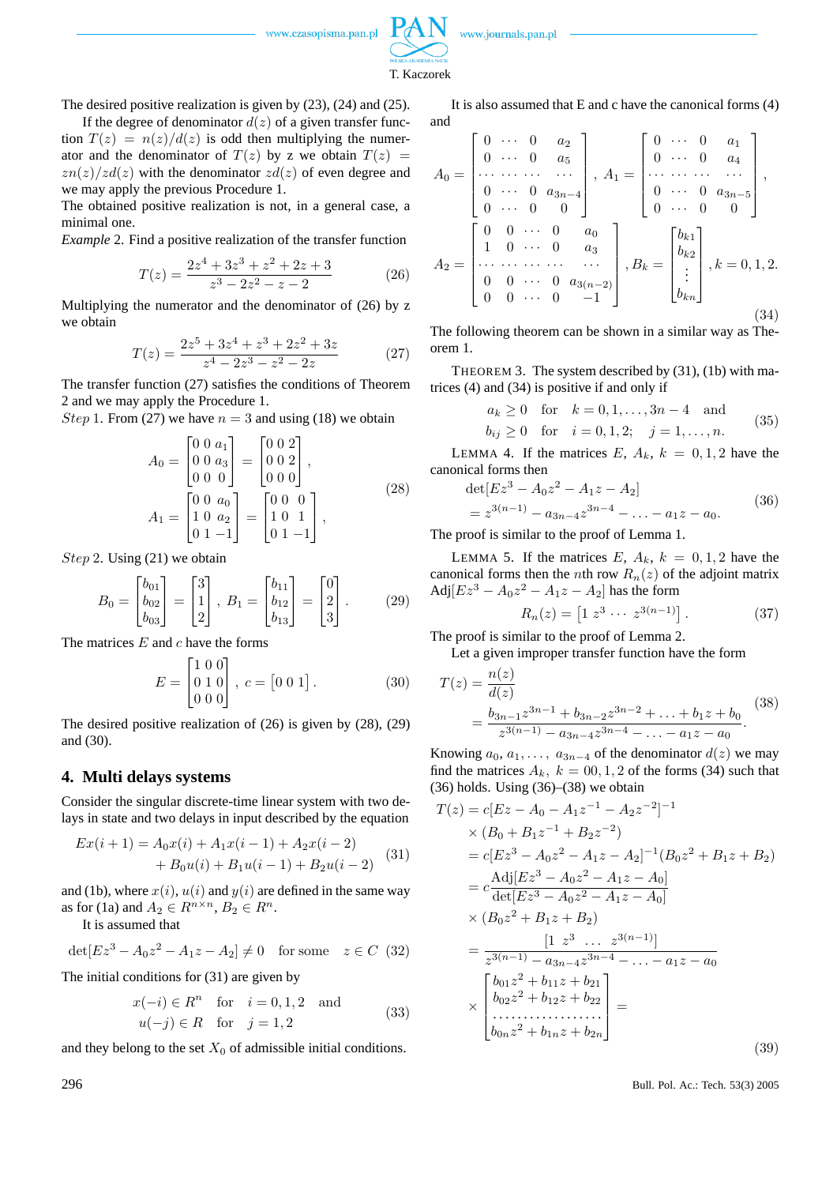The desired positive realization is given by (23), (24) and (25).

If the degree of denominator $d(z)$ of a given transfer function $T(z) = n(z)/d(z)$ is odd then multiplying the numerator and the denominator of $T(z)$ by z we obtain $T(z) = zn(z)/zd(z)$ with the denominator $zd(z)$ of even degree and we may apply the previous Procedure 1.

The obtained positive realization is not, in a general case, a minimal one.

*Example* 2. Find a positive realization of the transfer function

$$T(z) = \frac{2z^4 + 3z^3 + z^2 + 2z + 3}{z^3 - 2z^2 - z - 2} \tag{26}$$

Multiplying the numerator and the denominator of (26) by z we obtain

$$T(z) = \frac{2z^5 + 3z^4 + z^3 + 2z^2 + 3z}{z^4 - 2z^3 - z^2 - 2z} \tag{27}$$

The transfer function (27) satisfies the conditions of Theorem 2 and we may apply the Procedure 1.

*Step* 1. From (27) we have $n = 3$ and using (18) we obtain

$$A_0 = \begin{bmatrix} 0 & 0 & a_1 \\ 0 & 0 & a_3 \\ 0 & 0 & 0 \end{bmatrix} = \begin{bmatrix} 0 & 0 & 2 \\ 0 & 0 & 2 \\ 0 & 0 & 0 \end{bmatrix}, \quad A_1 = \begin{bmatrix} 0 & 0 & a_0 \\ 1 & 0 & a_2 \\ 0 & 1 & -1 \end{bmatrix} = \begin{bmatrix} 0 & 0 & 0 \\ 1 & 0 & 1 \\ 0 & 1 & -1 \end{bmatrix}, \tag{28}$$

*Step* 2. Using (21) we obtain

$$B_0 = \begin{bmatrix} b_{01} \\ b_{02} \\ b_{03} \end{bmatrix} = \begin{bmatrix} 3 \\ 1 \\ 2 \end{bmatrix}, \ B_1 = \begin{bmatrix} b_{11} \\ b_{12} \\ b_{13} \end{bmatrix} = \begin{bmatrix} 0 \\ 2 \\ 3 \end{bmatrix}. \tag{29}$$

The matrices $E$ and $c$ have the forms

$$E = \begin{bmatrix} 1 & 0 & 0 \\ 0 & 1 & 0 \\ 0 & 0 & 0 \end{bmatrix}, \ c = \begin{bmatrix} 0 & 0 & 1 \end{bmatrix}. \tag{30}$$

The desired positive realization of (26) is given by (28), (29) and (30).

## 4. Multi delays systems

Consider the singular discrete-time linear system with two delays in state and two delays in input described by the equation

$$\begin{aligned} Ex(i+1) &= A_0 x(i) + A_1 x(i-1) + A_2 x(i-2) \\ &\quad + B_0 u(i) + B_1 u(i-1) + B_2 u(i-2) \end{aligned} \tag{31}$$

and (1b), where $x(i)$, $u(i)$ and $y(i)$ are defined in the same way as for (1a) and $A_2 \in R^{n \times n}$, $B_2 \in R^n$.

It is assumed that

$$\det[Ez^3 - A_0 z^2 - A_1 z - A_2] \neq 0 \quad \text{for some} \quad z \in C \tag{32}$$

The initial conditions for (31) are given by

$$\begin{aligned} &x(-i) \in R^n \quad \text{for} \quad i = 0, 1, 2 \quad \text{and} \\ &u(-j) \in R \quad \text{for} \quad j = 1, 2 \end{aligned} \tag{33}$$

and they belong to the set $X_0$ of admissible initial conditions.

It is also assumed that E and c have the canonical forms (4) and

$$A_0 = \begin{bmatrix} 0 & \cdots & 0 & a_2 \\ 0 & \cdots & 0 & a_5 \\ \cdots & \cdots & \cdots & \cdots \\ 0 & \cdots & 0 & a_{3n-4} \\ 0 & \cdots & 0 & 0 \end{bmatrix}, \ A_1 = \begin{bmatrix} 0 & \cdots & 0 & a_1 \\ 0 & \cdots & 0 & a_4 \\ \cdots & \cdots & \cdots & \cdots \\ 0 & \cdots & 0 & a_{3n-5} \\ 0 & \cdots & 0 & 0 \end{bmatrix},$$

$$A_2 = \begin{bmatrix} 0 & 0 & \cdots & 0 & a_0 \\ 1 & 0 & \cdots & 0 & a_3 \\ \cdots & \cdots & \cdots & \cdots & \cdots \\ 0 & 0 & \cdots & 0 & a_{3(n-2)} \\ 0 & 0 & \cdots & 0 & -1 \end{bmatrix}, B_k = \begin{bmatrix} b_{k1} \\ b_{k2} \\ \vdots \\ b_{kn} \end{bmatrix}, k = 0, 1, 2. \tag{34}$$

The following theorem can be shown in a similar way as Theorem 1.

THEOREM 3. The system described by (31), (1b) with matrices (4) and (34) is positive if and only if

$$\begin{aligned} &a_k \geq 0 \quad \text{for} \quad k = 0, 1, \ldots, 3n-4 \quad \text{and} \\ &b_{ij} \geq 0 \quad \text{for} \quad i = 0, 1, 2; \quad j = 1, \ldots, n. \end{aligned} \tag{35}$$

LEMMA 4. If the matrices $E$, $A_k$, $k = 0, 1, 2$ have the canonical forms then

$$\begin{aligned} &\det[Ez^3 - A_0 z^2 - A_1 z - A_2] \\ &= z^{3(n-1)} - a_{3n-4} z^{3n-4} - \ldots - a_1 z - a_0. \end{aligned} \tag{36}$$

The proof is similar to the proof of Lemma 1.

LEMMA 5. If the matrices $E$, $A_k$, $k = 0, 1, 2$ have the canonical forms then the $n$th row $R_n(z)$ of the adjoint matrix $\mathrm{Adj}[Ez^3 - A_0 z^2 - A_1 z - A_2]$ has the form

$$R_n(z) = \begin{bmatrix} 1 & z^3 & \cdots & z^{3(n-1)} \end{bmatrix}. \tag{37}$$

The proof is similar to the proof of Lemma 2.

Let a given improper transfer function have the form

$$\begin{aligned} T(z) &= \frac{n(z)}{d(z)} \\ &= \frac{b_{3n-1} z^{3n-1} + b_{3n-2} z^{3n-2} + \ldots + b_1 z + b_0}{z^{3(n-1)} - a_{3n-4} z^{3n-4} - \ldots - a_1 z - a_0}. \end{aligned} \tag{38}$$

Knowing $a_0, a_1, \ldots, a_{3n-4}$ of the denominator $d(z)$ we may find the matrices $A_k$, $k = 00, 1, 2$ of the forms (34) such that (36) holds. Using (36)–(38) we obtain

$$\begin{aligned} T(z) &= c[Ez - A_0 - A_1 z^{-1} - A_2 z^{-2}]^{-1} \\ &\quad \times (B_0 + B_1 z^{-1} + B_2 z^{-2}) \\ &= c[Ez^3 - A_0 z^2 - A_1 z - A_2]^{-1}(B_0 z^2 + B_1 z + B_2) \\ &= c\frac{\mathrm{Adj}[Ez^3 - A_0 z^2 - A_1 z - A_0]}{\det[Ez^3 - A_0 z^2 - A_1 z - A_0]} \\ &\quad \times (B_0 z^2 + B_1 z + B_2) \\ &= \frac{\begin{bmatrix} 1 & z^3 & \ldots & z^{3(n-1)} \end{bmatrix}}{z^{3(n-1)} - a_{3n-4} z^{3n-4} - \ldots - a_1 z - a_0} \\ &\quad \times \begin{bmatrix} b_{01} z^2 + b_{11} z + b_{21} \\ b_{02} z^2 + b_{12} z + b_{22} \\ \ldots\ldots\ldots\ldots\ldots\ldots \\ b_{0n} z^2 + b_{1n} z + b_{2n} \end{bmatrix} = \end{aligned} \tag{39}$$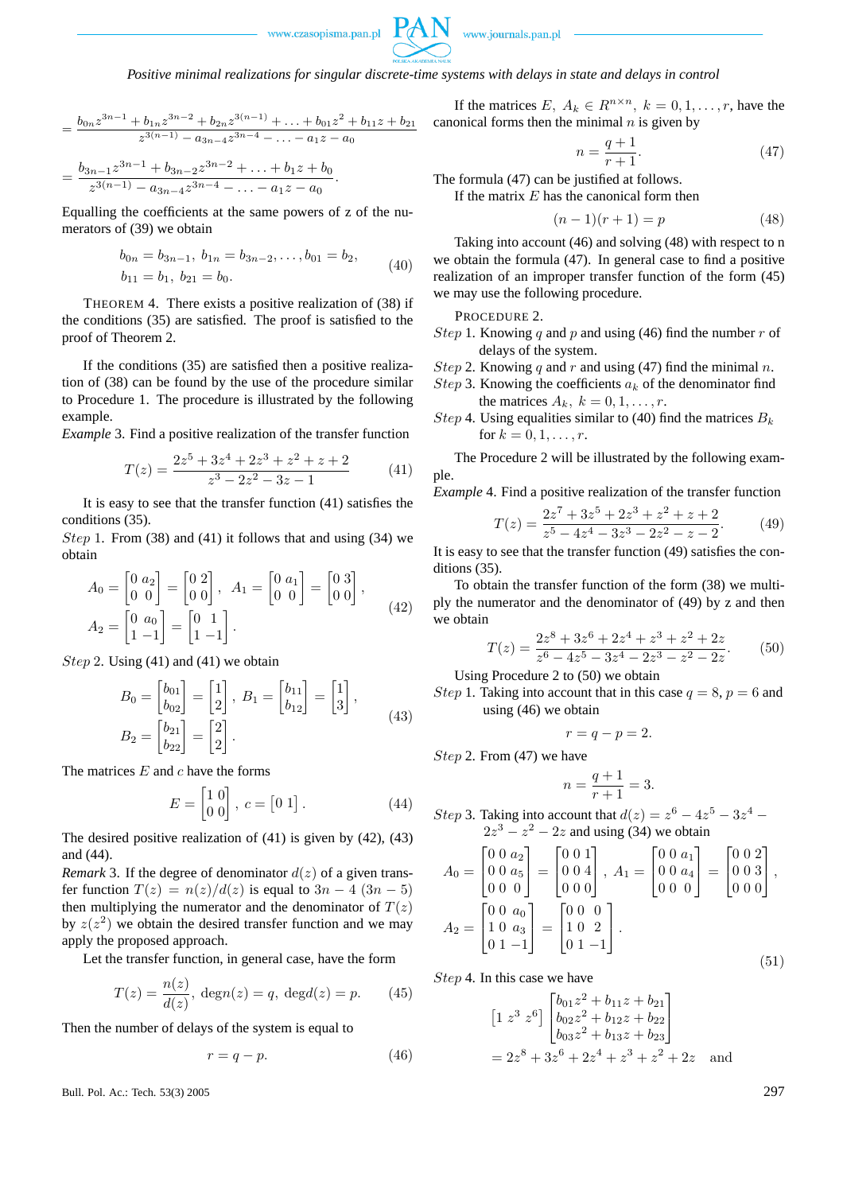$$= \frac{b_{0n}z^{3n-1} + b_{1n}z^{3n-2} + b_{2n}z^{3(n-1)} + \ldots + b_{01}z^2 + b_{11}z + b_{21}}{z^{3(n-1)} - a_{3n-4}z^{3n-4} - \ldots - a_1 z - a_0}$$

$$= \frac{b_{3n-1}z^{3n-1} + b_{3n-2}z^{3n-2} + \ldots + b_1 z + b_0}{z^{3(n-1)} - a_{3n-4}z^{3n-4} - \ldots - a_1 z - a_0}.$$

Equalling the coefficients at the same powers of z of the numerators of (39) we obtain

$$\begin{aligned} &b_{0n} = b_{3n-1},\ b_{1n} = b_{3n-2}, \ldots, b_{01} = b_2, \\ &b_{11} = b_1,\ b_{21} = b_0. \end{aligned} \tag{40}$$

THEOREM 4. There exists a positive realization of (38) if the conditions (35) are satisfied. The proof is satisfied to the proof of Theorem 2.

If the conditions (35) are satisfied then a positive realization of (38) can be found by the use of the procedure similar to Procedure 1. The procedure is illustrated by the following example.

*Example* 3. Find a positive realization of the transfer function

$$T(z) = \frac{2z^5 + 3z^4 + 2z^3 + z^2 + z + 2}{z^3 - 2z^2 - 3z - 1} \tag{41}$$

It is easy to see that the transfer function (41) satisfies the conditions (35).

*Step* 1. From (38) and (41) it follows that and using (34) we obtain

$$\begin{aligned} &A_0 = \begin{bmatrix} 0 & a_2 \\ 0 & 0 \end{bmatrix} = \begin{bmatrix} 0 & 2 \\ 0 & 0 \end{bmatrix},\ A_1 = \begin{bmatrix} 0 & a_1 \\ 0 & 0 \end{bmatrix} = \begin{bmatrix} 0 & 3 \\ 0 & 0 \end{bmatrix}, \\ &A_2 = \begin{bmatrix} 0 & a_0 \\ 1 & -1 \end{bmatrix} = \begin{bmatrix} 0 & 1 \\ 1 & -1 \end{bmatrix}. \end{aligned} \tag{42}$$

*Step* 2. Using (41) and (41) we obtain

$$\begin{aligned} &B_0 = \begin{bmatrix} b_{01} \\ b_{02} \end{bmatrix} = \begin{bmatrix} 1 \\ 2 \end{bmatrix},\ B_1 = \begin{bmatrix} b_{11} \\ b_{12} \end{bmatrix} = \begin{bmatrix} 1 \\ 3 \end{bmatrix}, \\ &B_2 = \begin{bmatrix} b_{21} \\ b_{22} \end{bmatrix} = \begin{bmatrix} 2 \\ 2 \end{bmatrix}. \end{aligned} \tag{43}$$

The matrices $E$ and $c$ have the forms

$$E = \begin{bmatrix} 1 & 0 \\ 0 & 0 \end{bmatrix},\ c = \begin{bmatrix} 0 & 1 \end{bmatrix}. \tag{44}$$

The desired positive realization of (41) is given by (42), (43) and (44).

*Remark* 3. If the degree of denominator $d(z)$ of a given transfer function $T(z) = n(z)/d(z)$ is equal to $3n - 4$ $(3n - 5)$ then multiplying the numerator and the denominator of $T(z)$ by $z(z^2)$ we obtain the desired transfer function and we may apply the proposed approach.

Let the transfer function, in general case, have the form

$$T(z) = \frac{n(z)}{d(z)},\ \deg n(z) = q,\ \deg d(z) = p. \tag{45}$$

Then the number of delays of the system is equal to

$$r = q - p. \tag{46}$$

If the matrices $E$, $A_k \in R^{n\times n}$, $k = 0, 1, \ldots, r$, have the canonical forms then the minimal $n$ is given by

$$n = \frac{q+1}{r+1}. \tag{47}$$

The formula (47) can be justified as follows.

If the matrix $E$ has the canonical form then

$$(n-1)(r+1) = p \tag{48}$$

Taking into account (46) and solving (48) with respect to n we obtain the formula (47). In general case to find a positive realization of an improper transfer function of the form (45) we may use the following procedure.

PROCEDURE 2.

*Step* 1. Knowing $q$ and $p$ and using (46) find the number $r$ of delays of the system.

*Step* 2. Knowing $q$ and $r$ and using (47) find the minimal $n$.

*Step* 3. Knowing the coefficients $a_k$ of the denominator find the matrices $A_k$, $k = 0, 1, \ldots, r$.

*Step* 4. Using equalities similar to (40) find the matrices $B_k$ for $k = 0, 1, \ldots, r$.

The Procedure 2 will be illustrated by the following example.

*Example* 4. Find a positive realization of the transfer function

$$T(z) = \frac{2z^7 + 3z^5 + 2z^3 + z^2 + z + 2}{z^5 - 4z^4 - 3z^3 - 2z^2 - z - 2}. \tag{49}$$

It is easy to see that the transfer function (49) satisfies the conditions (35).

To obtain the transfer function of the form (38) we multiply the numerator and the denominator of (49) by z and then we obtain

$$T(z) = \frac{2z^8 + 3z^6 + 2z^4 + z^3 + z^2 + 2z}{z^6 - 4z^5 - 3z^4 - 2z^3 - z^2 - 2z}. \tag{50}$$

Using Procedure 2 to (50) we obtain

*Step* 1. Taking into account that in this case $q = 8$, $p = 6$ and using (46) we obtain

$$r = q - p = 2.$$

*Step* 2. From (47) we have

$$n = \frac{q+1}{r+1} = 3.$$

*Step* 3. Taking into account that $d(z) = z^6 - 4z^5 - 3z^4 - 2z^3 - z^2 - 2z$ and using (34) we obtain

$$\begin{aligned} &A_0 = \begin{bmatrix} 0 & 0 & a_2 \\ 0 & 0 & a_5 \\ 0 & 0 & 0 \end{bmatrix} = \begin{bmatrix} 0 & 0 & 1 \\ 0 & 0 & 4 \\ 0 & 0 & 0 \end{bmatrix},\ A_1 = \begin{bmatrix} 0 & 0 & a_1 \\ 0 & 0 & a_4 \\ 0 & 0 & 0 \end{bmatrix} = \begin{bmatrix} 0 & 0 & 2 \\ 0 & 0 & 3 \\ 0 & 0 & 0 \end{bmatrix}, \\ &A_2 = \begin{bmatrix} 0 & 0 & a_0 \\ 1 & 0 & a_3 \\ 0 & 1 & -1 \end{bmatrix} = \begin{bmatrix} 0 & 0 & 0 \\ 1 & 0 & 2 \\ 0 & 1 & -1 \end{bmatrix}. \end{aligned} \tag{51}$$

*Step* 4. In this case we have

$$\begin{aligned} &\begin{bmatrix} 1 & z^3 & z^6 \end{bmatrix} \begin{bmatrix} b_{01}z^2 + b_{11}z + b_{21} \\ b_{02}z^2 + b_{12}z + b_{22} \\ b_{03}z^2 + b_{13}z + b_{23} \end{bmatrix} \\ &= 2z^8 + 3z^6 + 2z^4 + z^3 + z^2 + 2z \quad \text{and} \end{aligned}$$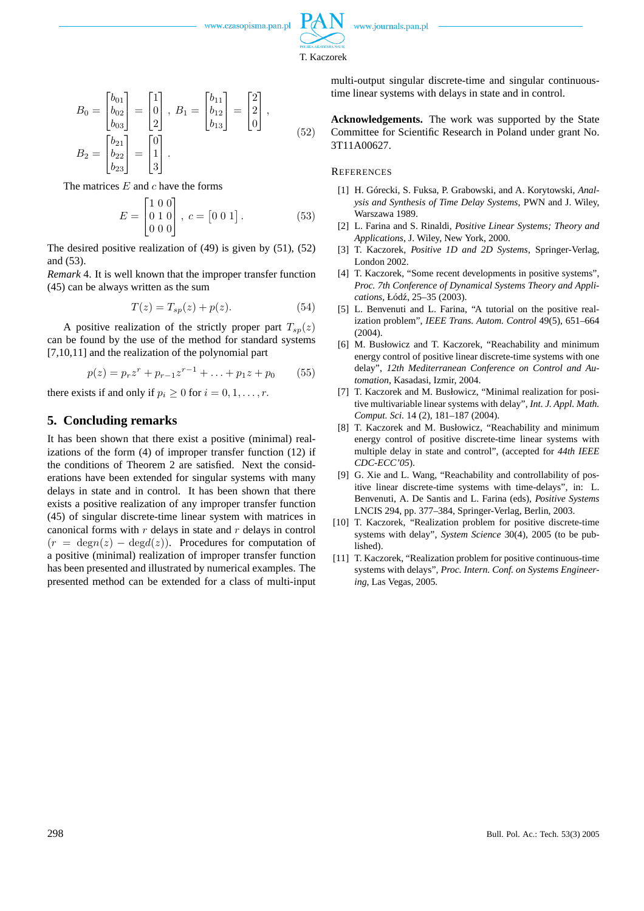$$B_0 = \begin{bmatrix} b_{01} \\ b_{02} \\ b_{03} \end{bmatrix} = \begin{bmatrix} 1 \\ 0 \\ 2 \end{bmatrix}, \; B_1 = \begin{bmatrix} b_{11} \\ b_{12} \\ b_{13} \end{bmatrix} = \begin{bmatrix} 2 \\ 2 \\ 0 \end{bmatrix},$$
$$B_2 = \begin{bmatrix} b_{21} \\ b_{22} \\ b_{23} \end{bmatrix} = \begin{bmatrix} 0 \\ 1 \\ 3 \end{bmatrix}. \tag{52}$$

The matrices $E$ and $c$ have the forms

$$E = \begin{bmatrix} 1 & 0 & 0 \\ 0 & 1 & 0 \\ 0 & 0 & 0 \end{bmatrix}, \; c = \begin{bmatrix} 0 & 0 & 1 \end{bmatrix}. \tag{53}$$

The desired positive realization of (49) is given by (51), (52) and (53).

*Remark* 4. It is well known that the improper transfer function (45) can be always written as the sum

$$T(z) = T_{sp}(z) + p(z). \tag{54}$$

A positive realization of the strictly proper part $T_{sp}(z)$ can be found by the use of the method for standard systems [7,10,11] and the realization of the polynomial part

$$p(z) = p_r z^r + p_{r-1} z^{r-1} + \ldots + p_1 z + p_0 \tag{55}$$

there exists if and only if $p_i \geq 0$ for $i = 0, 1, \ldots, r$.

## 5. Concluding remarks

It has been shown that there exist a positive (minimal) realizations of the form (4) of improper transfer function (12) if the conditions of Theorem 2 are satisfied. Next the considerations have been extended for singular systems with many delays in state and in control. It has been shown that there exists a positive realization of any improper transfer function (45) of singular discrete-time linear system with matrices in canonical forms with $r$ delays in state and $r$ delays in control ($r = \deg n(z) - \deg d(z)$). Procedures for computation of a positive (minimal) realization of improper transfer function has been presented and illustrated by numerical examples. The presented method can be extended for a class of multi-input multi-output singular discrete-time and singular continuous-time linear systems with delays in state and in control.

**Acknowledgements.** The work was supported by the State Committee for Scientific Research in Poland under grant No. 3T11A00627.

## References

[1] H. Górecki, S. Fuksa, P. Grabowski, and A. Korytowski, *Analysis and Synthesis of Time Delay Systems*, PWN and J. Wiley, Warszawa 1989.

[2] L. Farina and S. Rinaldi, *Positive Linear Systems; Theory and Applications*, J. Wiley, New York, 2000.

[3] T. Kaczorek, *Positive 1D and 2D Systems*, Springer-Verlag, London 2002.

[4] T. Kaczorek, "Some recent developments in positive systems", *Proc. 7th Conference of Dynamical Systems Theory and Applications*, Łódź, 25–35 (2003).

[5] L. Benvenuti and L. Farina, "A tutorial on the positive realization problem", *IEEE Trans. Autom. Control* 49(5), 651–664 (2004).

[6] M. Busłowicz and T. Kaczorek, "Reachability and minimum energy control of positive linear discrete-time systems with one delay", *12th Mediterranean Conference on Control and Automation*, Kasadasi, Izmir, 2004.

[7] T. Kaczorek and M. Busłowicz, "Minimal realization for positive multivariable linear systems with delay", *Int. J. Appl. Math. Comput. Sci.* 14 (2), 181–187 (2004).

[8] T. Kaczorek and M. Busłowicz, "Reachability and minimum energy control of positive discrete-time linear systems with multiple delay in state and control", (accepted for *44th IEEE CDC-ECC'05*).

[9] G. Xie and L. Wang, "Reachability and controllability of positive linear discrete-time systems with time-delays", in: L. Benvenuti, A. De Santis and L. Farina (eds), *Positive Systems* LNCIS 294, pp. 377–384, Springer-Verlag, Berlin, 2003.

[10] T. Kaczorek, "Realization problem for positive discrete-time systems with delay", *System Science* 30(4), 2005 (to be published).

[11] T. Kaczorek, "Realization problem for positive continuous-time systems with delays", *Proc. Intern. Conf. on Systems Engineering*, Las Vegas, 2005.